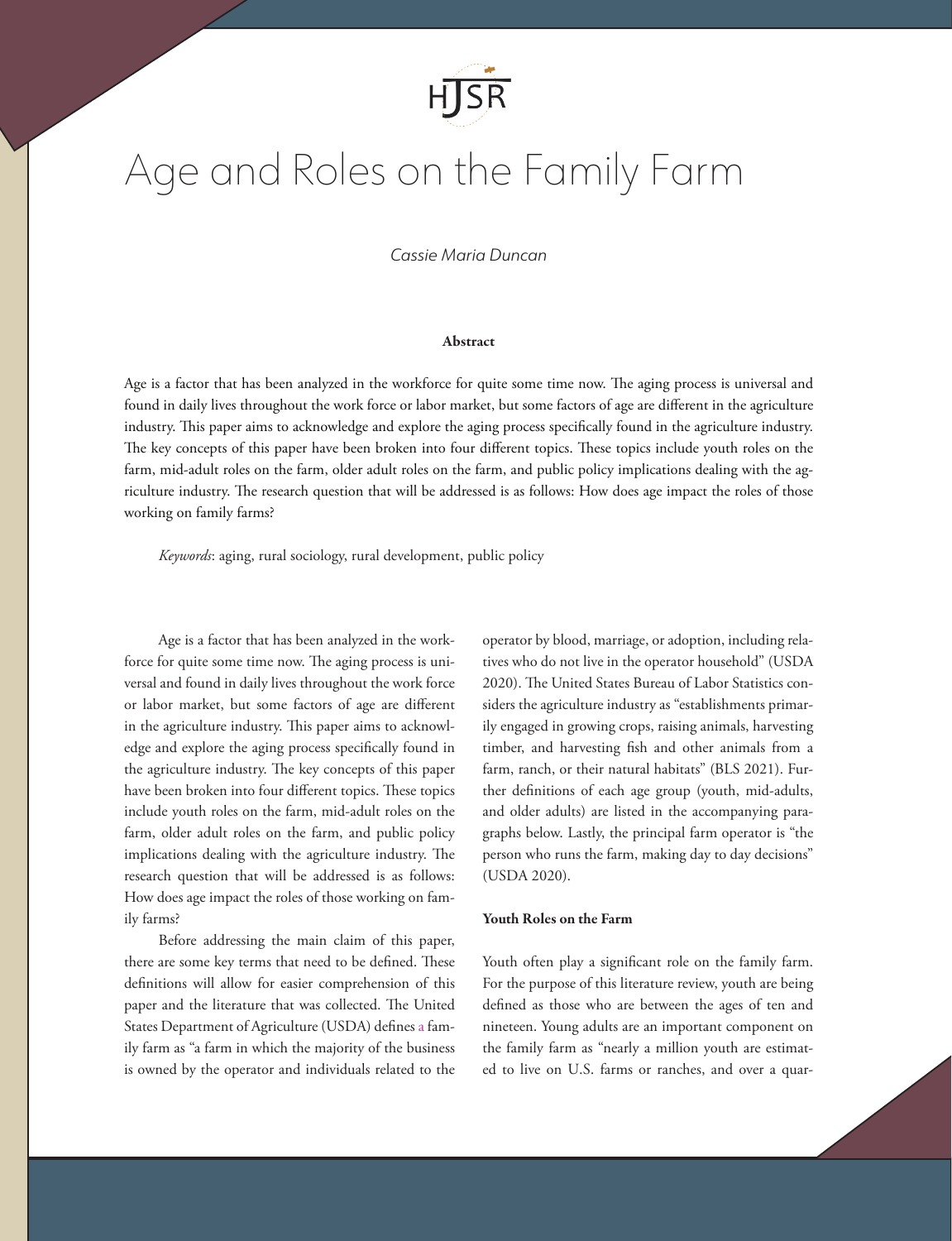# Age and Roles on the Family Farm

*Cassie Maria Duncan*

**Abstract**

Age is a factor that has been analyzed in the workforce for quite some time now. The aging process is universal and found in daily lives throughout the work force or labor market, but some factors of age are different in the agriculture industry. This paper aims to acknowledge and explore the aging process specifically found in the agriculture industry. The key concepts of this paper have been broken into four different topics. These topics include youth roles on the farm, mid-adult roles on the farm, older adult roles on the farm, and public policy implications dealing with the agriculture industry. The research question that will be addressed is as follows: How does age impact the roles of those working on family farms?

*Keywords*: aging, rural sociology, rural development, public policy

Age is a factor that has been analyzed in the workforce for quite some time now. The aging process is universal and found in daily lives throughout the work force or labor market, but some factors of age are different in the agriculture industry. This paper aims to acknowledge and explore the aging process specifically found in the agriculture industry. The key concepts of this paper have been broken into four different topics. These topics include youth roles on the farm, mid-adult roles on the farm, older adult roles on the farm, and public policy implications dealing with the agriculture industry. The research question that will be addressed is as follows: How does age impact the roles of those working on family farms?

Before addressing the main claim of this paper, there are some key terms that need to be defined. These definitions will allow for easier comprehension of this paper and the literature that was collected. The United States Department of Agriculture (USDA) defines a family farm as "a farm in which the majority of the business is owned by the operator and individuals related to the operator by blood, marriage, or adoption, including relatives who do not live in the operator household" (USDA 2020). The United States Bureau of Labor Statistics considers the agriculture industry as "establishments primarily engaged in growing crops, raising animals, harvesting timber, and harvesting fish and other animals from a farm, ranch, or their natural habitats" (BLS 2021). Further definitions of each age group (youth, mid-adults, and older adults) are listed in the accompanying paragraphs below. Lastly, the principal farm operator is "the person who runs the farm, making day to day decisions" (USDA 2020).

**Youth Roles on the Farm**

Youth often play a significant role on the family farm. For the purpose of this literature review, youth are being defined as those who are between the ages of ten and nineteen. Young adults are an important component on the family farm as "nearly a million youth are estimated to live on U.S. farms or ranches, and over a quar-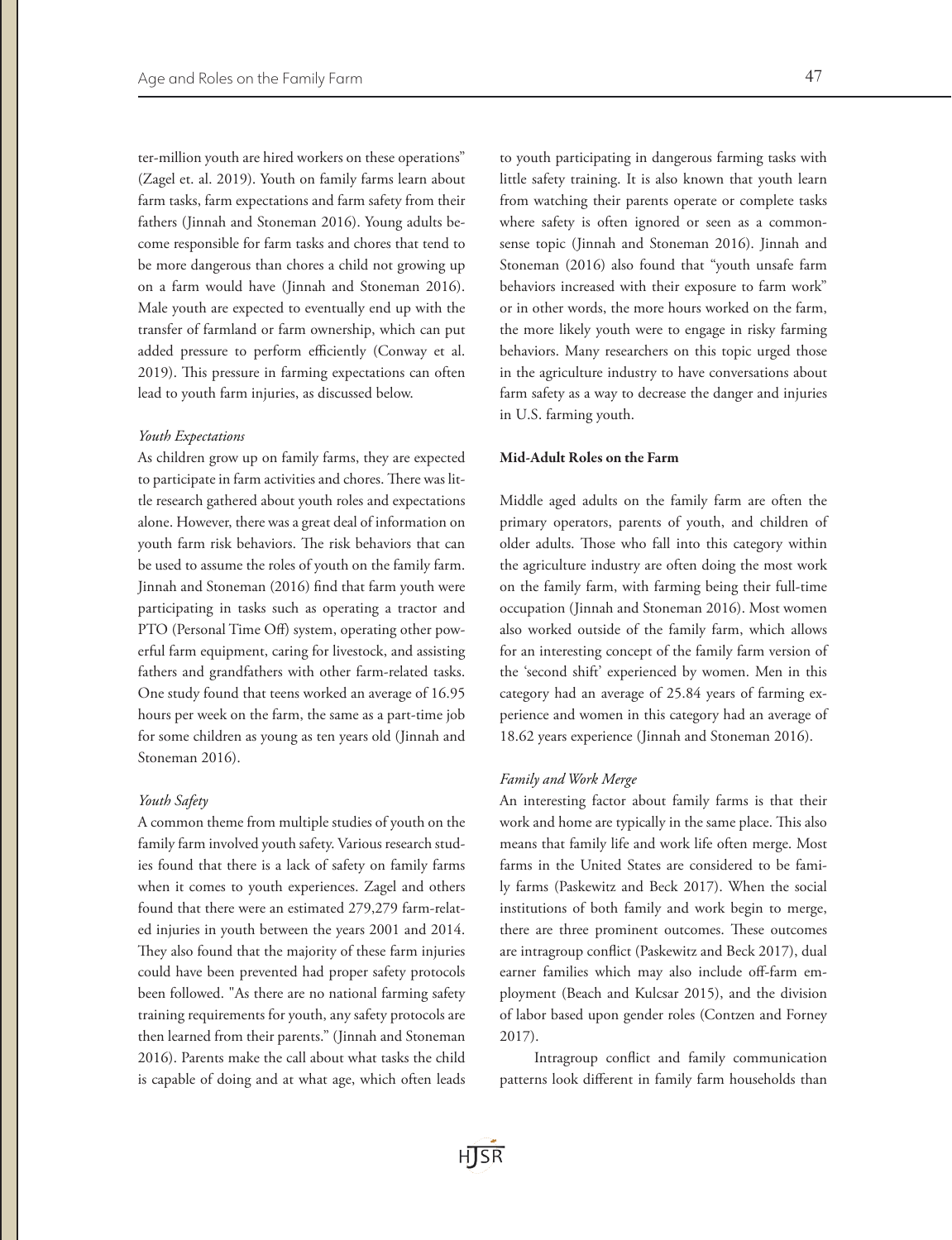ter-million youth are hired workers on these operations" (Zagel et. al. 2019). Youth on family farms learn about farm tasks, farm expectations and farm safety from their fathers (Jinnah and Stoneman 2016). Young adults become responsible for farm tasks and chores that tend to be more dangerous than chores a child not growing up on a farm would have (Jinnah and Stoneman 2016). Male youth are expected to eventually end up with the transfer of farmland or farm ownership, which can put added pressure to perform efficiently (Conway et al. 2019). This pressure in farming expectations can often lead to youth farm injuries, as discussed below.

*Youth Expectations*

As children grow up on family farms, they are expected to participate in farm activities and chores. There was little research gathered about youth roles and expectations alone. However, there was a great deal of information on youth farm risk behaviors. The risk behaviors that can be used to assume the roles of youth on the family farm. Jinnah and Stoneman (2016) find that farm youth were participating in tasks such as operating a tractor and PTO (Personal Time Off) system, operating other powerful farm equipment, caring for livestock, and assisting fathers and grandfathers with other farm-related tasks. One study found that teens worked an average of 16.95 hours per week on the farm, the same as a part-time job for some children as young as ten years old (Jinnah and Stoneman 2016).

*Youth Safety*

A common theme from multiple studies of youth on the family farm involved youth safety. Various research studies found that there is a lack of safety on family farms when it comes to youth experiences. Zagel and others found that there were an estimated 279,279 farm-related injuries in youth between the years 2001 and 2014. They also found that the majority of these farm injuries could have been prevented had proper safety protocols been followed. "As there are no national farming safety training requirements for youth, any safety protocols are then learned from their parents." (Jinnah and Stoneman 2016). Parents make the call about what tasks the child is capable of doing and at what age, which often leads to youth participating in dangerous farming tasks with little safety training. It is also known that youth learn from watching their parents operate or complete tasks where safety is often ignored or seen as a commonsense topic (Jinnah and Stoneman 2016). Jinnah and Stoneman (2016) also found that "youth unsafe farm behaviors increased with their exposure to farm work" or in other words, the more hours worked on the farm, the more likely youth were to engage in risky farming behaviors. Many researchers on this topic urged those in the agriculture industry to have conversations about farm safety as a way to decrease the danger and injuries in U.S. farming youth.

**Mid-Adult Roles on the Farm**

Middle aged adults on the family farm are often the primary operators, parents of youth, and children of older adults. Those who fall into this category within the agriculture industry are often doing the most work on the family farm, with farming being their full-time occupation (Jinnah and Stoneman 2016). Most women also worked outside of the family farm, which allows for an interesting concept of the family farm version of the 'second shift' experienced by women. Men in this category had an average of 25.84 years of farming experience and women in this category had an average of 18.62 years experience (Jinnah and Stoneman 2016).

*Family and Work Merge*

An interesting factor about family farms is that their work and home are typically in the same place. This also means that family life and work life often merge. Most farms in the United States are considered to be family farms (Paskewitz and Beck 2017). When the social institutions of both family and work begin to merge, there are three prominent outcomes. These outcomes are intragroup conflict (Paskewitz and Beck 2017), dual earner families which may also include off-farm employment (Beach and Kulcsar 2015), and the division of labor based upon gender roles (Contzen and Forney 2017).

Intragroup conflict and family communication patterns look different in family farm households than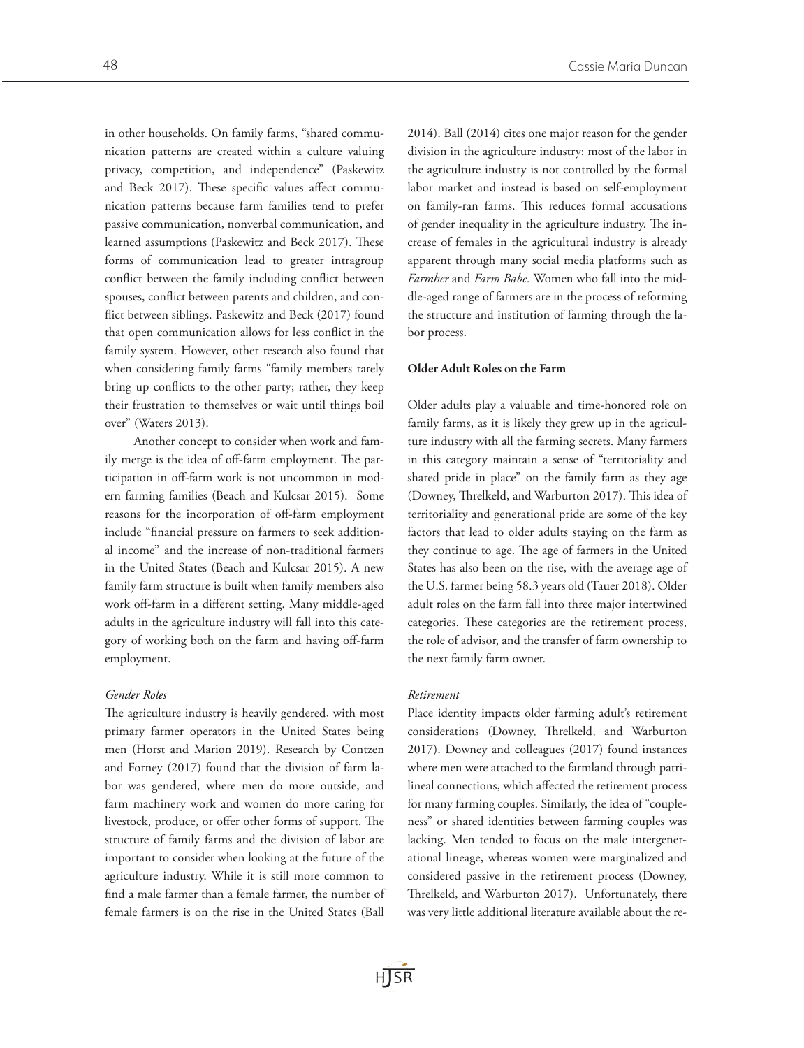in other households. On family farms, "shared communication patterns are created within a culture valuing privacy, competition, and independence" (Paskewitz and Beck 2017). These specific values affect communication patterns because farm families tend to prefer passive communication, nonverbal communication, and learned assumptions (Paskewitz and Beck 2017). These forms of communication lead to greater intragroup conflict between the family including conflict between spouses, conflict between parents and children, and conflict between siblings. Paskewitz and Beck (2017) found that open communication allows for less conflict in the family system. However, other research also found that when considering family farms "family members rarely bring up conflicts to the other party; rather, they keep their frustration to themselves or wait until things boil over" (Waters 2013).

Another concept to consider when work and family merge is the idea of off-farm employment. The participation in off-farm work is not uncommon in modern farming families (Beach and Kulcsar 2015). Some reasons for the incorporation of off-farm employment include "financial pressure on farmers to seek additional income" and the increase of non-traditional farmers in the United States (Beach and Kulcsar 2015). A new family farm structure is built when family members also work off-farm in a different setting. Many middle-aged adults in the agriculture industry will fall into this category of working both on the farm and having off-farm employment.

### *Gender Roles*

The agriculture industry is heavily gendered, with most primary farmer operators in the United States being men (Horst and Marion 2019). Research by Contzen and Forney (2017) found that the division of farm labor was gendered, where men do more outside, and farm machinery work and women do more caring for livestock, produce, or offer other forms of support. The structure of family farms and the division of labor are important to consider when looking at the future of the agriculture industry. While it is still more common to find a male farmer than a female farmer, the number of female farmers is on the rise in the United States (Ball 2014). Ball (2014) cites one major reason for the gender division in the agriculture industry: most of the labor in the agriculture industry is not controlled by the formal labor market and instead is based on self-employment on family-ran farms. This reduces formal accusations of gender inequality in the agriculture industry. The increase of females in the agricultural industry is already apparent through many social media platforms such as *Farmher* and *Farm Babe*. Women who fall into the middle-aged range of farmers are in the process of reforming the structure and institution of farming through the labor process.

## **Older Adult Roles on the Farm**

Older adults play a valuable and time-honored role on family farms, as it is likely they grew up in the agriculture industry with all the farming secrets. Many farmers in this category maintain a sense of "territoriality and shared pride in place" on the family farm as they age (Downey, Threlkeld, and Warburton 2017). This idea of territoriality and generational pride are some of the key factors that lead to older adults staying on the farm as they continue to age. The age of farmers in the United States has also been on the rise, with the average age of the U.S. farmer being 58.3 years old (Tauer 2018). Older adult roles on the farm fall into three major intertwined categories. These categories are the retirement process, the role of advisor, and the transfer of farm ownership to the next family farm owner.

### *Retirement*

Place identity impacts older farming adult's retirement considerations (Downey, Threlkeld, and Warburton 2017). Downey and colleagues (2017) found instances where men were attached to the farmland through patrilineal connections, which affected the retirement process for many farming couples. Similarly, the idea of "coupleness" or shared identities between farming couples was lacking. Men tended to focus on the male intergenerational lineage, whereas women were marginalized and considered passive in the retirement process (Downey, Threlkeld, and Warburton 2017). Unfortunately, there was very little additional literature available about the re-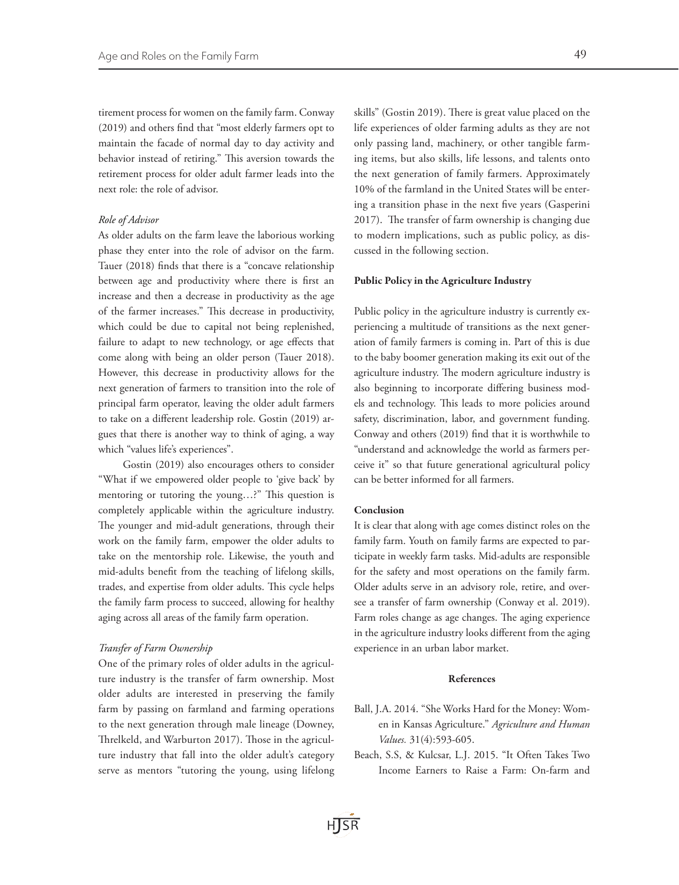tirement process for women on the family farm. Conway (2019) and others find that "most elderly farmers opt to maintain the facade of normal day to day activity and behavior instead of retiring." This aversion towards the retirement process for older adult farmer leads into the next role: the role of advisor.

### *Role of Advisor*

As older adults on the farm leave the laborious working phase they enter into the role of advisor on the farm. Tauer (2018) finds that there is a "concave relationship between age and productivity where there is first an increase and then a decrease in productivity as the age of the farmer increases." This decrease in productivity, which could be due to capital not being replenished, failure to adapt to new technology, or age effects that come along with being an older person (Tauer 2018). However, this decrease in productivity allows for the next generation of farmers to transition into the role of principal farm operator, leaving the older adult farmers to take on a different leadership role. Gostin (2019) argues that there is another way to think of aging, a way which "values life's experiences".

Gostin (2019) also encourages others to consider "What if we empowered older people to 'give back' by mentoring or tutoring the young…?" This question is completely applicable within the agriculture industry. The younger and mid-adult generations, through their work on the family farm, empower the older adults to take on the mentorship role. Likewise, the youth and mid-adults benefit from the teaching of lifelong skills, trades, and expertise from older adults. This cycle helps the family farm process to succeed, allowing for healthy aging across all areas of the family farm operation.

### *Transfer of Farm Ownership*

One of the primary roles of older adults in the agriculture industry is the transfer of farm ownership. Most older adults are interested in preserving the family farm by passing on farmland and farming operations to the next generation through male lineage (Downey, Threlkeld, and Warburton 2017). Those in the agriculture industry that fall into the older adult's category serve as mentors "tutoring the young, using lifelong skills" (Gostin 2019). There is great value placed on the life experiences of older farming adults as they are not only passing land, machinery, or other tangible farming items, but also skills, life lessons, and talents onto the next generation of family farmers. Approximately 10% of the farmland in the United States will be entering a transition phase in the next five years (Gasperini 2017). The transfer of farm ownership is changing due to modern implications, such as public policy, as discussed in the following section.

## **Public Policy in the Agriculture Industry**

Public policy in the agriculture industry is currently experiencing a multitude of transitions as the next generation of family farmers is coming in. Part of this is due to the baby boomer generation making its exit out of the agriculture industry. The modern agriculture industry is also beginning to incorporate differing business models and technology. This leads to more policies around safety, discrimination, labor, and government funding. Conway and others (2019) find that it is worthwhile to "understand and acknowledge the world as farmers perceive it" so that future generational agricultural policy can be better informed for all farmers.

## **Conclusion**

It is clear that along with age comes distinct roles on the family farm. Youth on family farms are expected to participate in weekly farm tasks. Mid-adults are responsible for the safety and most operations on the family farm. Older adults serve in an advisory role, retire, and oversee a transfer of farm ownership (Conway et al. 2019). Farm roles change as age changes. The aging experience in the agriculture industry looks different from the aging experience in an urban labor market.

## **References**

Ball, J.A. 2014. "She Works Hard for the Money: Women in Kansas Agriculture." *Agriculture and Human Values.* 31(4):593-605.

Beach, S.S, & Kulcsar, L.J. 2015. "It Often Takes Two Income Earners to Raise a Farm: On-farm and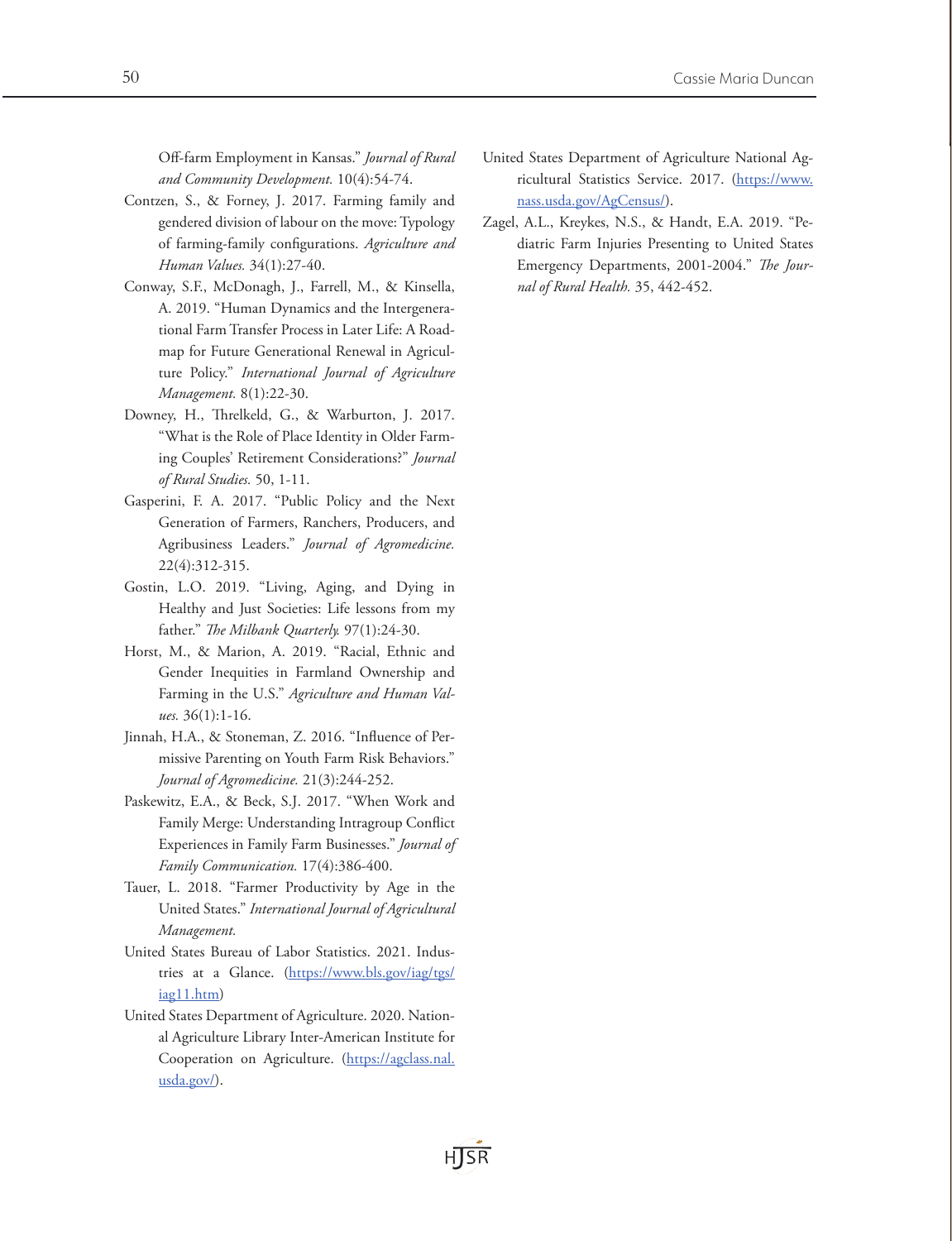Off-farm Employment in Kansas." *Journal of Rural and Community Development.* 10(4):54-74.

Contzen, S., & Forney, J. 2017. Farming family and gendered division of labour on the move: Typology of farming-family configurations. *Agriculture and Human Values.* 34(1):27-40.

Conway, S.F., McDonagh, J., Farrell, M., & Kinsella, A. 2019. "Human Dynamics and the Intergenerational Farm Transfer Process in Later Life: A Roadmap for Future Generational Renewal in Agriculture Policy." *International Journal of Agriculture Management.* 8(1):22-30.

Downey, H., Threlkeld, G., & Warburton, J. 2017. "What is the Role of Place Identity in Older Farming Couples' Retirement Considerations?" *Journal of Rural Studies.* 50, 1-11.

Gasperini, F. A. 2017. "Public Policy and the Next Generation of Farmers, Ranchers, Producers, and Agribusiness Leaders." *Journal of Agromedicine.* 22(4):312-315.

Gostin, L.O. 2019. "Living, Aging, and Dying in Healthy and Just Societies: Life lessons from my father." *The Milbank Quarterly.* 97(1):24-30.

Horst, M., & Marion, A. 2019. "Racial, Ethnic and Gender Inequities in Farmland Ownership and Farming in the U.S." *Agriculture and Human Values.* 36(1):1-16.

Jinnah, H.A., & Stoneman, Z. 2016. "Influence of Permissive Parenting on Youth Farm Risk Behaviors." *Journal of Agromedicine.* 21(3):244-252.

Paskewitz, E.A., & Beck, S.J. 2017. "When Work and Family Merge: Understanding Intragroup Conflict Experiences in Family Farm Businesses." *Journal of Family Communication.* 17(4):386-400.

Tauer, L. 2018. "Farmer Productivity by Age in the United States." *International Journal of Agricultural Management.*

United States Bureau of Labor Statistics. 2021. Industries at a Glance. (https://www.bls.gov/iag/tgs/iag11.htm)

United States Department of Agriculture. 2020. National Agriculture Library Inter-American Institute for Cooperation on Agriculture. (https://agclass.nal.usda.gov/).

United States Department of Agriculture National Agricultural Statistics Service. 2017. (https://www.nass.usda.gov/AgCensus/).

Zagel, A.L., Kreykes, N.S., & Handt, E.A. 2019. "Pediatric Farm Injuries Presenting to United States Emergency Departments, 2001-2004." *The Journal of Rural Health.* 35, 442-452.